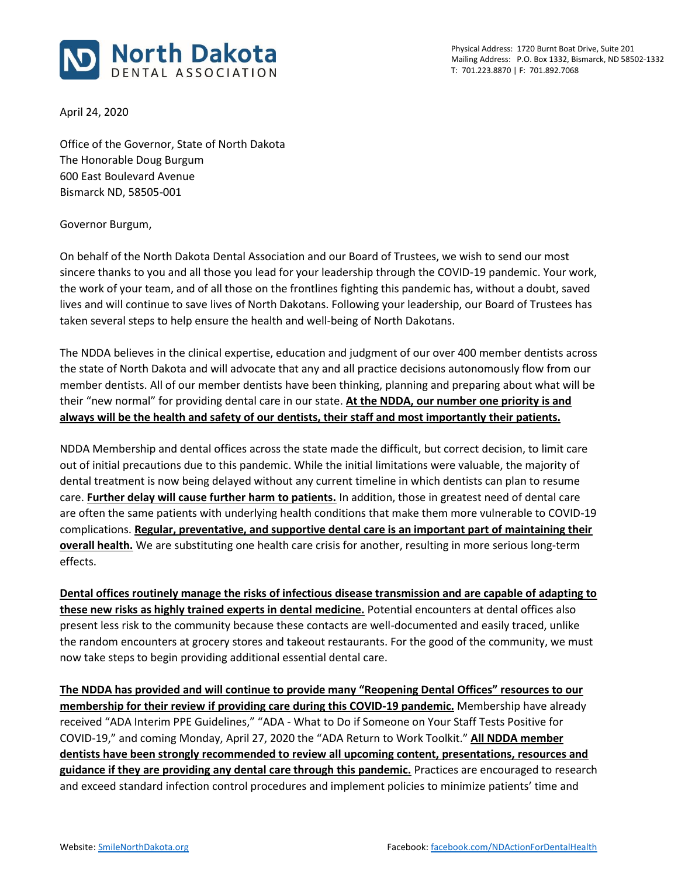**North Dakota**
DENTAL ASSOCIATION

Physical Address: 1720 Burnt Boat Drive, Suite 201
Mailing Address: P.O. Box 1332, Bismarck, ND 58502-1332
T: 701.223.8870 | F: 701.892.7068

April 24, 2020

Office of the Governor, State of North Dakota
The Honorable Doug Burgum
600 East Boulevard Avenue
Bismarck ND, 58505-001

Governor Burgum,

On behalf of the North Dakota Dental Association and our Board of Trustees, we wish to send our most sincere thanks to you and all those you lead for your leadership through the COVID-19 pandemic. Your work, the work of your team, and of all those on the frontlines fighting this pandemic has, without a doubt, saved lives and will continue to save lives of North Dakotans. Following your leadership, our Board of Trustees has taken several steps to help ensure the health and well-being of North Dakotans.

The NDDA believes in the clinical expertise, education and judgment of our over 400 member dentists across the state of North Dakota and will advocate that any and all practice decisions autonomously flow from our member dentists. All of our member dentists have been thinking, planning and preparing about what will be their "new normal" for providing dental care in our state. **At the NDDA, our number one priority is and always will be the health and safety of our dentists, their staff and most importantly their patients.**

NDDA Membership and dental offices across the state made the difficult, but correct decision, to limit care out of initial precautions due to this pandemic. While the initial limitations were valuable, the majority of dental treatment is now being delayed without any current timeline in which dentists can plan to resume care. **Further delay will cause further harm to patients.** In addition, those in greatest need of dental care are often the same patients with underlying health conditions that make them more vulnerable to COVID-19 complications. **Regular, preventative, and supportive dental care is an important part of maintaining their overall health.** We are substituting one health care crisis for another, resulting in more serious long-term effects.

**Dental offices routinely manage the risks of infectious disease transmission and are capable of adapting to these new risks as highly trained experts in dental medicine.** Potential encounters at dental offices also present less risk to the community because these contacts are well-documented and easily traced, unlike the random encounters at grocery stores and takeout restaurants. For the good of the community, we must now take steps to begin providing additional essential dental care.

**The NDDA has provided and will continue to provide many "Reopening Dental Offices" resources to our membership for their review if providing care during this COVID-19 pandemic.** Membership have already received "ADA Interim PPE Guidelines," "ADA - What to Do if Someone on Your Staff Tests Positive for COVID-19," and coming Monday, April 27, 2020 the "ADA Return to Work Toolkit." **All NDDA member dentists have been strongly recommended to review all upcoming content, presentations, resources and guidance if they are providing any dental care through this pandemic.** Practices are encouraged to research and exceed standard infection control procedures and implement policies to minimize patients' time and

Website: [SmileNorthDakota.org](SmileNorthDakota.org) Facebook: [facebook.com/NDActionForDentalHealth](facebook.com/NDActionForDentalHealth)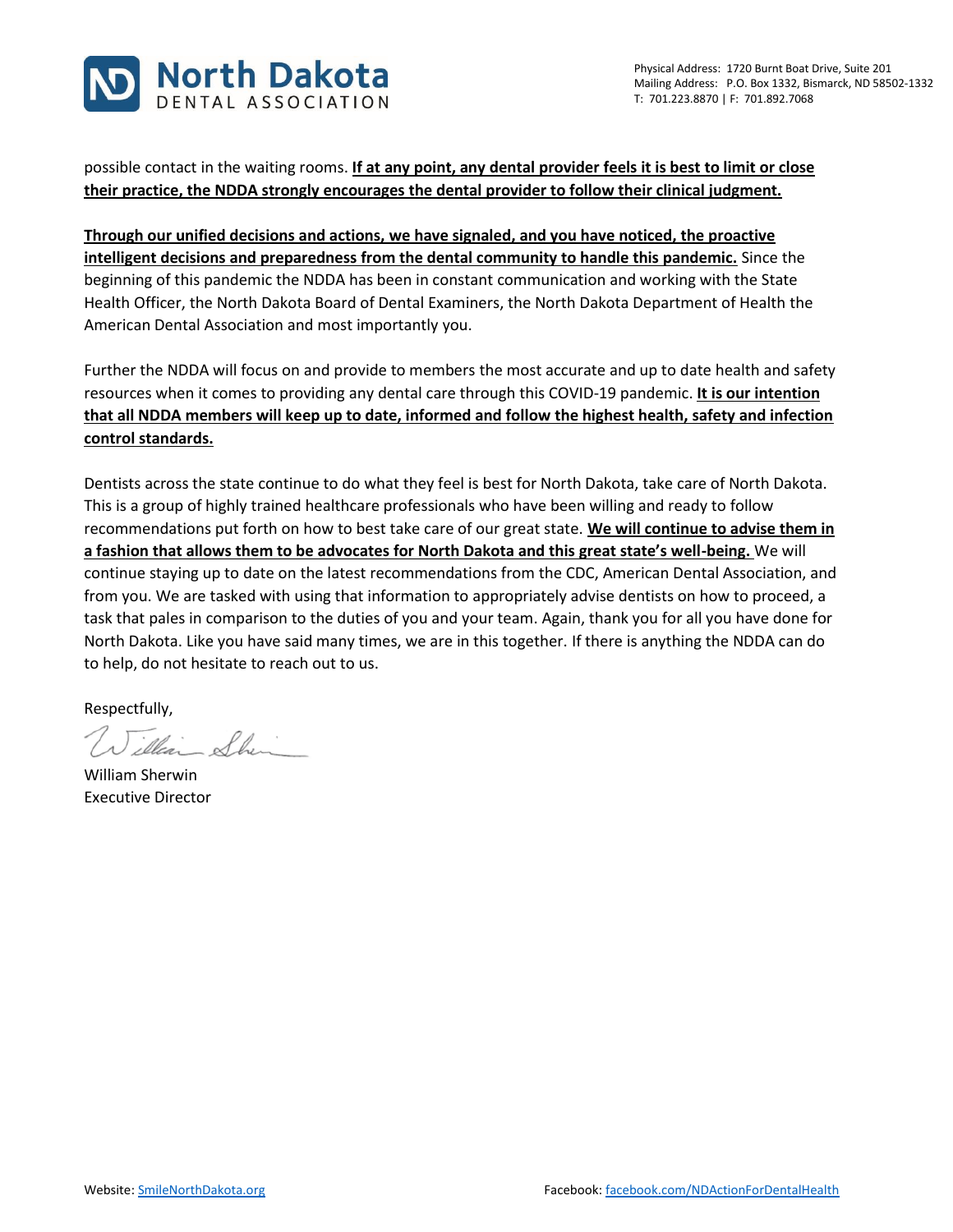possible contact in the waiting rooms. **If at any point, any dental provider feels it is best to limit or close their practice, the NDDA strongly encourages the dental provider to follow their clinical judgment.**

**Through our unified decisions and actions, we have signaled, and you have noticed, the proactive intelligent decisions and preparedness from the dental community to handle this pandemic.** Since the beginning of this pandemic the NDDA has been in constant communication and working with the State Health Officer, the North Dakota Board of Dental Examiners, the North Dakota Department of Health the American Dental Association and most importantly you.

Further the NDDA will focus on and provide to members the most accurate and up to date health and safety resources when it comes to providing any dental care through this COVID-19 pandemic. **It is our intention that all NDDA members will keep up to date, informed and follow the highest health, safety and infection control standards.**

Dentists across the state continue to do what they feel is best for North Dakota, take care of North Dakota. This is a group of highly trained healthcare professionals who have been willing and ready to follow recommendations put forth on how to best take care of our great state. **We will continue to advise them in a fashion that allows them to be advocates for North Dakota and this great state's well-being.** We will continue staying up to date on the latest recommendations from the CDC, American Dental Association, and from you. We are tasked with using that information to appropriately advise dentists on how to proceed, a task that pales in comparison to the duties of you and your team. Again, thank you for all you have done for North Dakota. Like you have said many times, we are in this together. If there is anything the NDDA can do to help, do not hesitate to reach out to us.

Respectfully,

William Sherwin
Executive Director